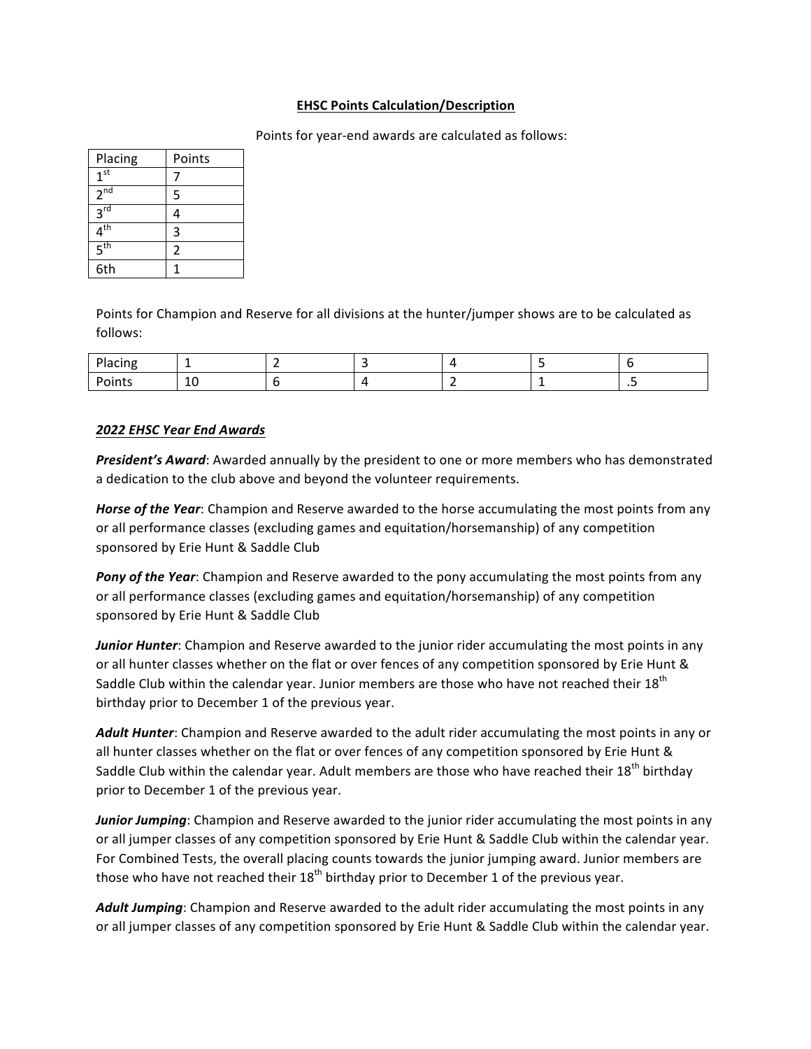# EHSC Points Calculation/Description

Points for year-end awards are calculated as follows:

| Placing | Points |
|---|---|
| 1st | 7 |
| 2nd | 5 |
| 3rd | 4 |
| 4th | 3 |
| 5th | 2 |
| 6th | 1 |

Points for Champion and Reserve for all divisions at the hunter/jumper shows are to be calculated as follows:

| Placing | 1 | 2 | 3 | 4 | 5 | 6 |
|---|---|---|---|---|---|---|
| Points | 10 | 6 | 4 | 2 | 1 | .5 |

## *2022 EHSC Year End Awards*

***President's Award***: Awarded annually by the president to one or more members who has demonstrated a dedication to the club above and beyond the volunteer requirements.

***Horse of the Year***: Champion and Reserve awarded to the horse accumulating the most points from any or all performance classes (excluding games and equitation/horsemanship) of any competition sponsored by Erie Hunt & Saddle Club

***Pony of the Year***: Champion and Reserve awarded to the pony accumulating the most points from any or all performance classes (excluding games and equitation/horsemanship) of any competition sponsored by Erie Hunt & Saddle Club

***Junior Hunter***: Champion and Reserve awarded to the junior rider accumulating the most points in any or all hunter classes whether on the flat or over fences of any competition sponsored by Erie Hunt & Saddle Club within the calendar year. Junior members are those who have not reached their 18th birthday prior to December 1 of the previous year.

***Adult Hunter***: Champion and Reserve awarded to the adult rider accumulating the most points in any or all hunter classes whether on the flat or over fences of any competition sponsored by Erie Hunt & Saddle Club within the calendar year. Adult members are those who have reached their 18th birthday prior to December 1 of the previous year.

***Junior Jumping***: Champion and Reserve awarded to the junior rider accumulating the most points in any or all jumper classes of any competition sponsored by Erie Hunt & Saddle Club within the calendar year. For Combined Tests, the overall placing counts towards the junior jumping award. Junior members are those who have not reached their 18th birthday prior to December 1 of the previous year.

***Adult Jumping***: Champion and Reserve awarded to the adult rider accumulating the most points in any or all jumper classes of any competition sponsored by Erie Hunt & Saddle Club within the calendar year.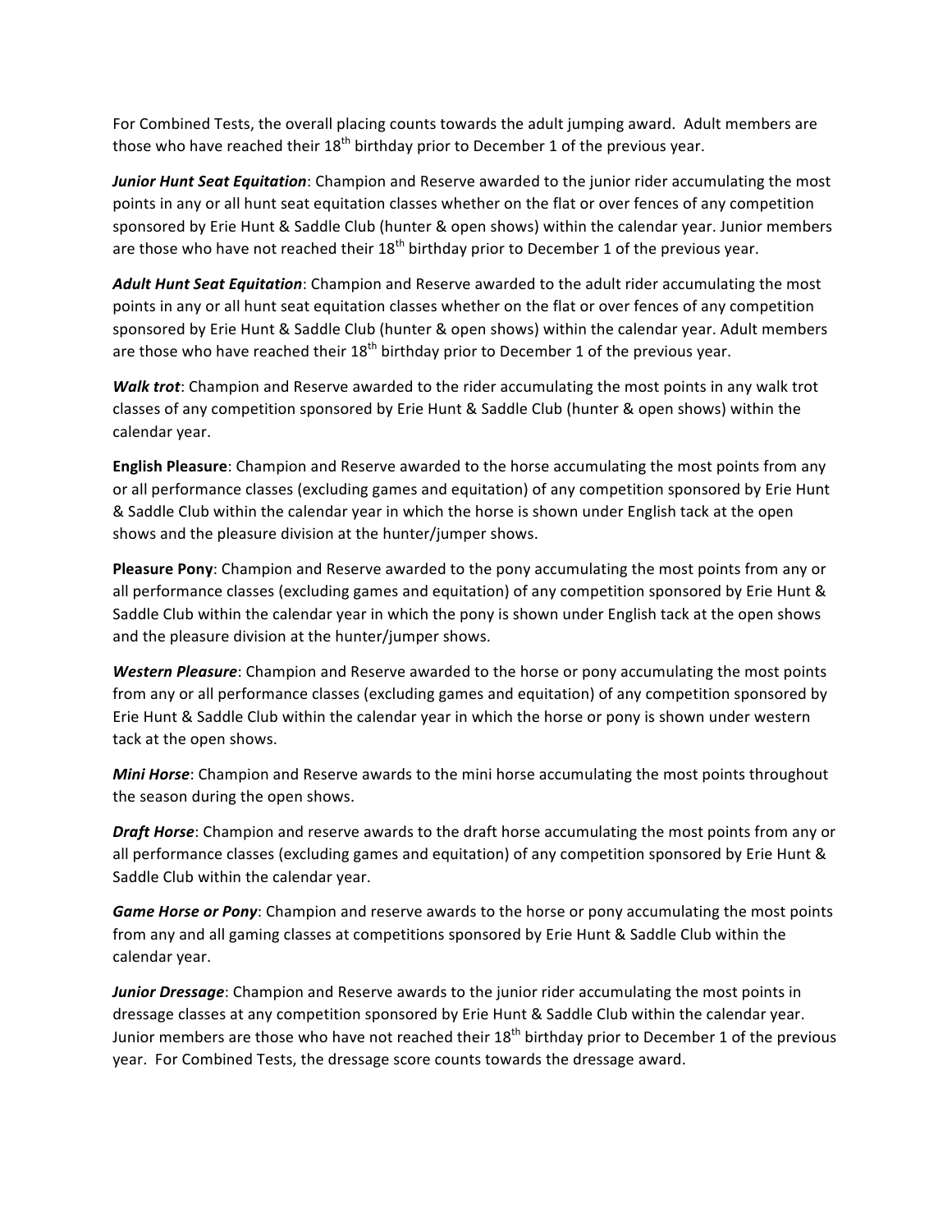For Combined Tests, the overall placing counts towards the adult jumping award. Adult members are those who have reached their 18th birthday prior to December 1 of the previous year.

***Junior Hunt Seat Equitation***: Champion and Reserve awarded to the junior rider accumulating the most points in any or all hunt seat equitation classes whether on the flat or over fences of any competition sponsored by Erie Hunt & Saddle Club (hunter & open shows) within the calendar year. Junior members are those who have not reached their 18th birthday prior to December 1 of the previous year.

***Adult Hunt Seat Equitation***: Champion and Reserve awarded to the adult rider accumulating the most points in any or all hunt seat equitation classes whether on the flat or over fences of any competition sponsored by Erie Hunt & Saddle Club (hunter & open shows) within the calendar year. Adult members are those who have reached their 18th birthday prior to December 1 of the previous year.

***Walk trot***: Champion and Reserve awarded to the rider accumulating the most points in any walk trot classes of any competition sponsored by Erie Hunt & Saddle Club (hunter & open shows) within the calendar year.

**English Pleasure**: Champion and Reserve awarded to the horse accumulating the most points from any or all performance classes (excluding games and equitation) of any competition sponsored by Erie Hunt & Saddle Club within the calendar year in which the horse is shown under English tack at the open shows and the pleasure division at the hunter/jumper shows.

**Pleasure Pony**: Champion and Reserve awarded to the pony accumulating the most points from any or all performance classes (excluding games and equitation) of any competition sponsored by Erie Hunt & Saddle Club within the calendar year in which the pony is shown under English tack at the open shows and the pleasure division at the hunter/jumper shows.

***Western Pleasure***: Champion and Reserve awarded to the horse or pony accumulating the most points from any or all performance classes (excluding games and equitation) of any competition sponsored by Erie Hunt & Saddle Club within the calendar year in which the horse or pony is shown under western tack at the open shows.

***Mini Horse***: Champion and Reserve awards to the mini horse accumulating the most points throughout the season during the open shows.

***Draft Horse***: Champion and reserve awards to the draft horse accumulating the most points from any or all performance classes (excluding games and equitation) of any competition sponsored by Erie Hunt & Saddle Club within the calendar year.

***Game Horse or Pony***: Champion and reserve awards to the horse or pony accumulating the most points from any and all gaming classes at competitions sponsored by Erie Hunt & Saddle Club within the calendar year.

***Junior Dressage***: Champion and Reserve awards to the junior rider accumulating the most points in dressage classes at any competition sponsored by Erie Hunt & Saddle Club within the calendar year. Junior members are those who have not reached their 18th birthday prior to December 1 of the previous year. For Combined Tests, the dressage score counts towards the dressage award.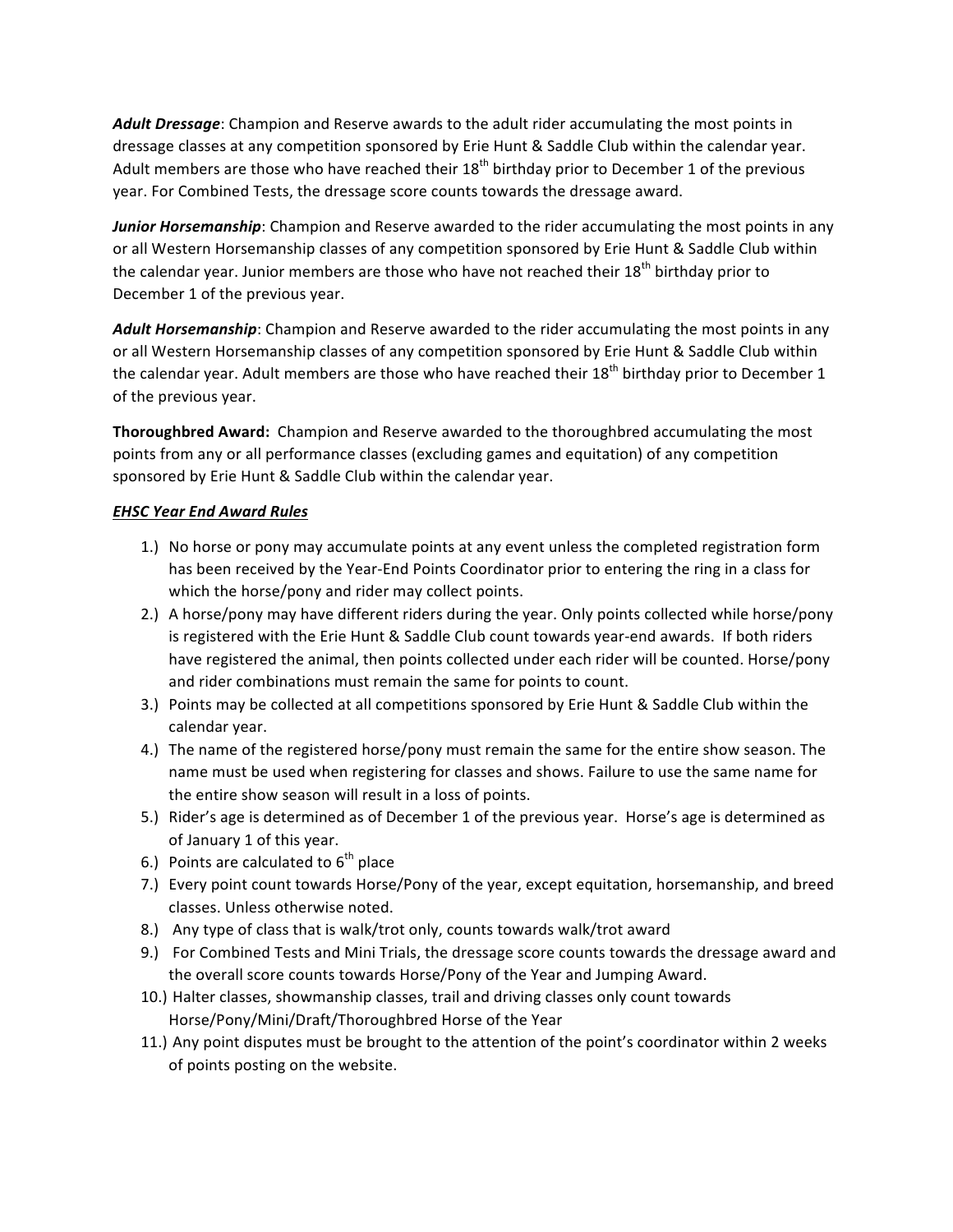***Adult Dressage***: Champion and Reserve awards to the adult rider accumulating the most points in dressage classes at any competition sponsored by Erie Hunt & Saddle Club within the calendar year. Adult members are those who have reached their 18th birthday prior to December 1 of the previous year. For Combined Tests, the dressage score counts towards the dressage award.

***Junior Horsemanship***: Champion and Reserve awarded to the rider accumulating the most points in any or all Western Horsemanship classes of any competition sponsored by Erie Hunt & Saddle Club within the calendar year. Junior members are those who have not reached their 18th birthday prior to December 1 of the previous year.

***Adult Horsemanship***: Champion and Reserve awarded to the rider accumulating the most points in any or all Western Horsemanship classes of any competition sponsored by Erie Hunt & Saddle Club within the calendar year. Adult members are those who have reached their 18th birthday prior to December 1 of the previous year.

**Thoroughbred Award:** Champion and Reserve awarded to the thoroughbred accumulating the most points from any or all performance classes (excluding games and equitation) of any competition sponsored by Erie Hunt & Saddle Club within the calendar year.

***EHSC Year End Award Rules***

1.) No horse or pony may accumulate points at any event unless the completed registration form has been received by the Year-End Points Coordinator prior to entering the ring in a class for which the horse/pony and rider may collect points.
2.) A horse/pony may have different riders during the year. Only points collected while horse/pony is registered with the Erie Hunt & Saddle Club count towards year-end awards. If both riders have registered the animal, then points collected under each rider will be counted. Horse/pony and rider combinations must remain the same for points to count.
3.) Points may be collected at all competitions sponsored by Erie Hunt & Saddle Club within the calendar year.
4.) The name of the registered horse/pony must remain the same for the entire show season. The name must be used when registering for classes and shows. Failure to use the same name for the entire show season will result in a loss of points.
5.) Rider's age is determined as of December 1 of the previous year. Horse's age is determined as of January 1 of this year.
6.) Points are calculated to 6th place
7.) Every point count towards Horse/Pony of the year, except equitation, horsemanship, and breed classes. Unless otherwise noted.
8.) Any type of class that is walk/trot only, counts towards walk/trot award
9.) For Combined Tests and Mini Trials, the dressage score counts towards the dressage award and the overall score counts towards Horse/Pony of the Year and Jumping Award.
10.) Halter classes, showmanship classes, trail and driving classes only count towards Horse/Pony/Mini/Draft/Thoroughbred Horse of the Year
11.) Any point disputes must be brought to the attention of the point's coordinator within 2 weeks of points posting on the website.